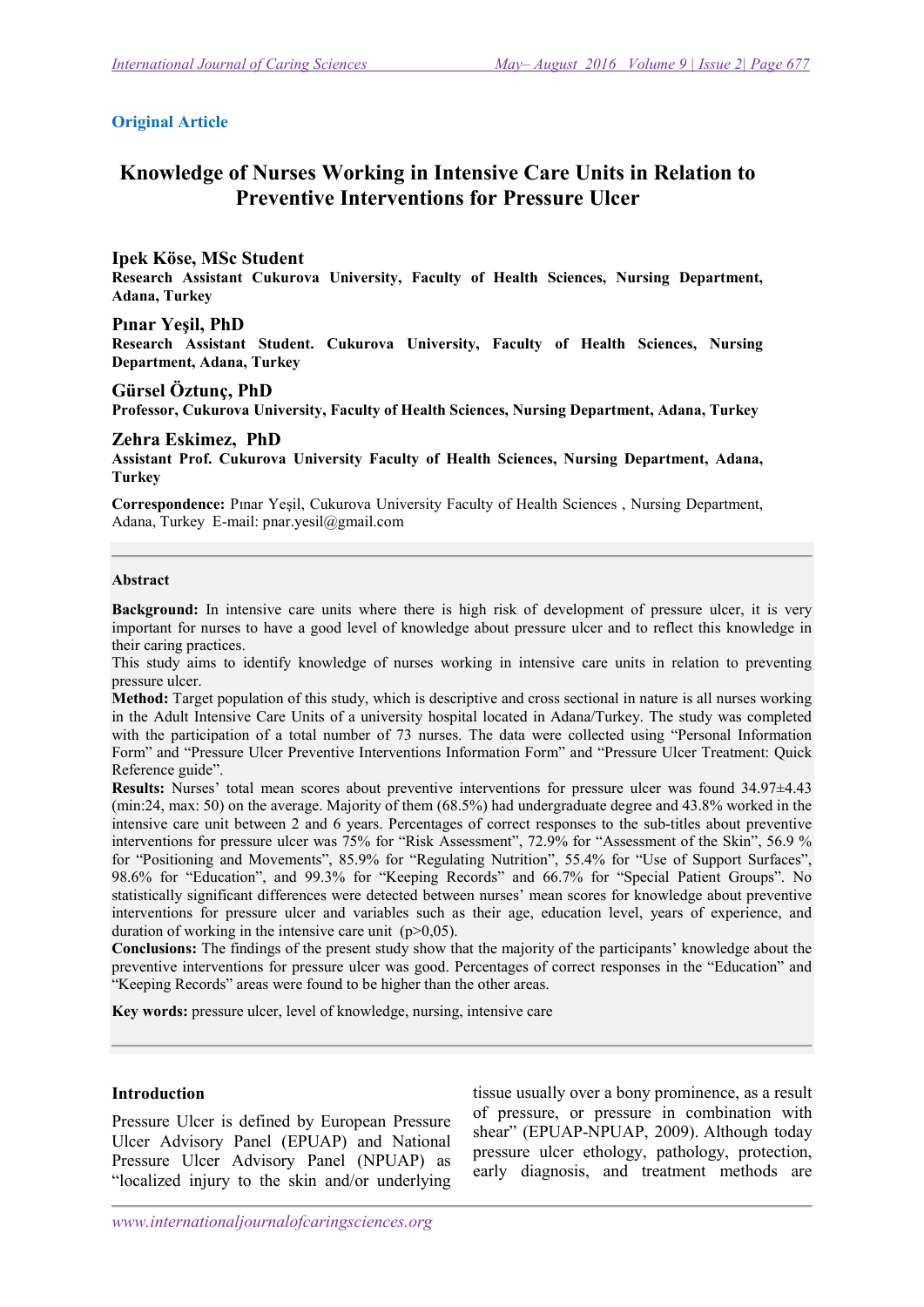**Original Article**

# Knowledge of Nurses Working in Intensive Care Units in Relation to Preventive Interventions for Pressure Ulcer

**Ipek Köse, MSc Student**
**Research Assistant Cukurova University, Faculty of Health Sciences, Nursing Department, Adana, Turkey**

**Pınar Yeşil, PhD**
**Research Assistant Student. Cukurova University, Faculty of Health Sciences, Nursing Department, Adana, Turkey**

**Gürsel Öztunç, PhD**
**Professor, Cukurova University, Faculty of Health Sciences, Nursing Department, Adana, Turkey**

**Zehra Eskimez, PhD**
**Assistant Prof. Cukurova University Faculty of Health Sciences, Nursing Department, Adana, Turkey**

**Correspondence:** Pınar Yeşil, Cukurova University Faculty of Health Sciences , Nursing Department, Adana, Turkey E-mail: pnar.yesil@gmail.com

## Abstract

**Background:** In intensive care units where there is high risk of development of pressure ulcer, it is very important for nurses to have a good level of knowledge about pressure ulcer and to reflect this knowledge in their caring practices.

This study aims to identify knowledge of nurses working in intensive care units in relation to preventing pressure ulcer.

**Method:** Target population of this study, which is descriptive and cross sectional in nature is all nurses working in the Adult Intensive Care Units of a university hospital located in Adana/Turkey. The study was completed with the participation of a total number of 73 nurses. The data were collected using "Personal Information Form" and "Pressure Ulcer Preventive Interventions Information Form" and "Pressure Ulcer Treatment: Quick Reference guide".

**Results:** Nurses' total mean scores about preventive interventions for pressure ulcer was found 34.97±4.43 (min:24, max: 50) on the average. Majority of them (68.5%) had undergraduate degree and 43.8% worked in the intensive care unit between 2 and 6 years. Percentages of correct responses to the sub-titles about preventive interventions for pressure ulcer was 75% for "Risk Assessment", 72.9% for "Assessment of the Skin", 56.9 % for "Positioning and Movements", 85.9% for "Regulating Nutrition", 55.4% for "Use of Support Surfaces", 98.6% for "Education", and 99.3% for "Keeping Records" and 66.7% for "Special Patient Groups". No statistically significant differences were detected between nurses' mean scores for knowledge about preventive interventions for pressure ulcer and variables such as their age, education level, years of experience, and duration of working in the intensive care unit ($p>0,05$).

**Conclusions:** The findings of the present study show that the majority of the participants' knowledge about the preventive interventions for pressure ulcer was good. Percentages of correct responses in the "Education" and "Keeping Records" areas were found to be higher than the other areas.

**Key words:** pressure ulcer, level of knowledge, nursing, intensive care

## Introduction

Pressure Ulcer is defined by European Pressure Ulcer Advisory Panel (EPUAP) and National Pressure Ulcer Advisory Panel (NPUAP) as "localized injury to the skin and/or underlying tissue usually over a bony prominence, as a result of pressure, or pressure in combination with shear" (EPUAP-NPUAP, 2009). Although today pressure ulcer ethology, pathology, protection, early diagnosis, and treatment methods are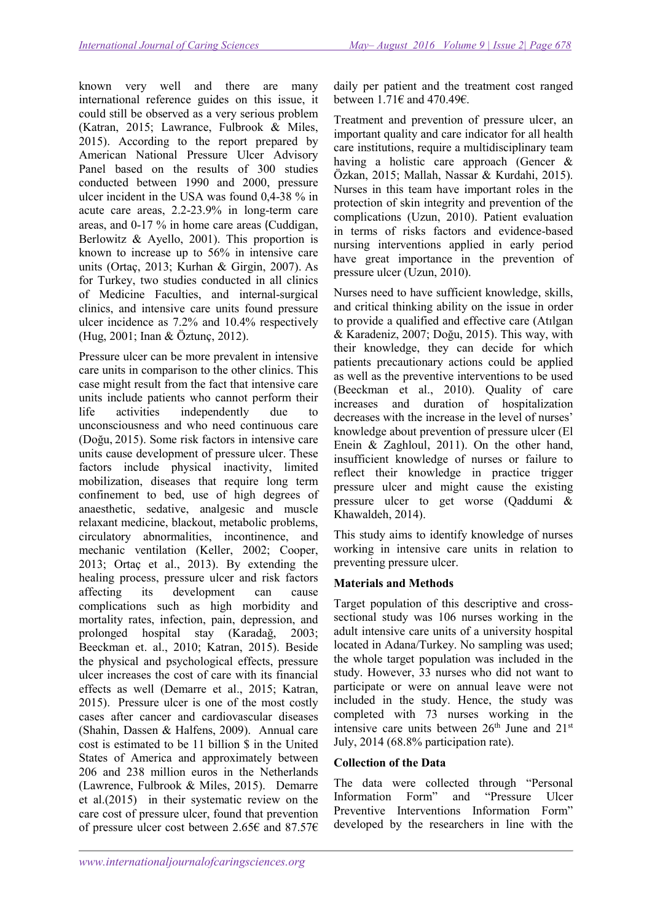known very well and there are many international reference guides on this issue, it could still be observed as a very serious problem (Katran, 2015; Lawrance, Fulbrook & Miles, 2015). According to the report prepared by American National Pressure Ulcer Advisory Panel based on the results of 300 studies conducted between 1990 and 2000, pressure ulcer incident in the USA was found 0,4-38 % in acute care areas, 2.2-23.9% in long-term care areas, and 0-17 % in home care areas (Cuddigan, Berlowitz & Ayello, 2001). This proportion is known to increase up to 56% in intensive care units (Ortaç, 2013; Kurhan & Girgin, 2007). As for Turkey, two studies conducted in all clinics of Medicine Faculties, and internal-surgical clinics, and intensive care units found pressure ulcer incidence as 7.2% and 10.4% respectively (Hug, 2001; Inan & Öztunç, 2012).

Pressure ulcer can be more prevalent in intensive care units in comparison to the other clinics. This case might result from the fact that intensive care units include patients who cannot perform their life activities independently due to unconsciousness and who need continuous care (Doğu, 2015). Some risk factors in intensive care units cause development of pressure ulcer. These factors include physical inactivity, limited mobilization, diseases that require long term confinement to bed, use of high degrees of anaesthetic, sedative, analgesic and muscle relaxant medicine, blackout, metabolic problems, circulatory abnormalities, incontinence, and mechanic ventilation (Keller, 2002; Cooper, 2013; Ortaç et al., 2013). By extending the healing process, pressure ulcer and risk factors affecting its development can cause complications such as high morbidity and mortality rates, infection, pain, depression, and prolonged hospital stay (Karadağ, 2003; Beeckman et. al., 2010; Katran, 2015). Beside the physical and psychological effects, pressure ulcer increases the cost of care with its financial effects as well (Demarre et al., 2015; Katran, 2015). Pressure ulcer is one of the most costly cases after cancer and cardiovascular diseases (Shahin, Dassen & Halfens, 2009). Annual care cost is estimated to be 11 billion $ in the United States of America and approximately between 206 and 238 million euros in the Netherlands (Lawrence, Fulbrook & Miles, 2015). Demarre et al.(2015) in their systematic review on the care cost of pressure ulcer, found that prevention of pressure ulcer cost between 2.65€ and 87.57€ daily per patient and the treatment cost ranged between 1.71€ and 470.49€.

Treatment and prevention of pressure ulcer, an important quality and care indicator for all health care institutions, require a multidisciplinary team having a holistic care approach (Gencer & Özkan, 2015; Mallah, Nassar & Kurdahi, 2015). Nurses in this team have important roles in the protection of skin integrity and prevention of the complications (Uzun, 2010). Patient evaluation in terms of risks factors and evidence-based nursing interventions applied in early period have great importance in the prevention of pressure ulcer (Uzun, 2010).

Nurses need to have sufficient knowledge, skills, and critical thinking ability on the issue in order to provide a qualified and effective care (Atılgan & Karadeniz, 2007; Doğu, 2015). This way, with their knowledge, they can decide for which patients precautionary actions could be applied as well as the preventive interventions to be used (Beeckman et al., 2010). Quality of care increases and duration of hospitalization decreases with the increase in the level of nurses' knowledge about prevention of pressure ulcer (El Enein & Zaghloul, 2011). On the other hand, insufficient knowledge of nurses or failure to reflect their knowledge in practice trigger pressure ulcer and might cause the existing pressure ulcer to get worse (Qaddumi & Khawaldeh, 2014).

This study aims to identify knowledge of nurses working in intensive care units in relation to preventing pressure ulcer.

## Materials and Methods

Target population of this descriptive and cross-sectional study was 106 nurses working in the adult intensive care units of a university hospital located in Adana/Turkey. No sampling was used; the whole target population was included in the study. However, 33 nurses who did not want to participate or were on annual leave were not included in the study. Hence, the study was completed with 73 nurses working in the intensive care units between 26th June and 21st July, 2014 (68.8% participation rate).

### Collection of the Data

The data were collected through "Personal Information Form" and "Pressure Ulcer Preventive Interventions Information Form" developed by the researchers in line with the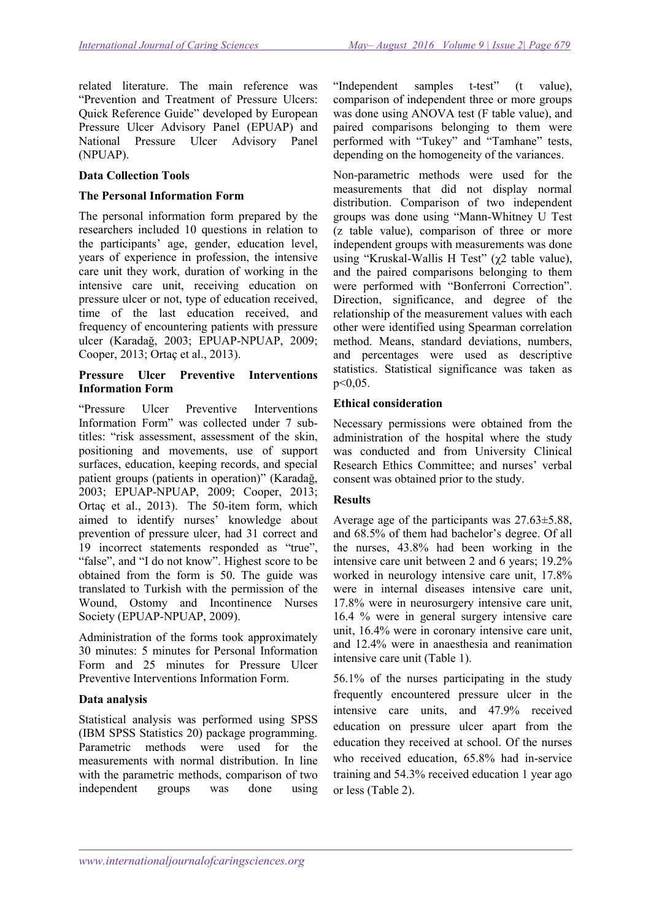related literature. The main reference was "Prevention and Treatment of Pressure Ulcers: Quick Reference Guide" developed by European Pressure Ulcer Advisory Panel (EPUAP) and National Pressure Ulcer Advisory Panel (NPUAP).

**Data Collection Tools**

**The Personal Information Form**

The personal information form prepared by the researchers included 10 questions in relation to the participants' age, gender, education level, years of experience in profession, the intensive care unit they work, duration of working in the intensive care unit, receiving education on pressure ulcer or not, type of education received, time of the last education received, and frequency of encountering patients with pressure ulcer (Karadağ, 2003; EPUAP-NPUAP, 2009; Cooper, 2013; Ortaç et al., 2013).

**Pressure Ulcer Preventive Interventions Information Form**

"Pressure Ulcer Preventive Interventions Information Form" was collected under 7 sub-titles: "risk assessment, assessment of the skin, positioning and movements, use of support surfaces, education, keeping records, and special patient groups (patients in operation)" (Karadağ, 2003; EPUAP-NPUAP, 2009; Cooper, 2013; Ortaç et al., 2013). The 50-item form, which aimed to identify nurses' knowledge about prevention of pressure ulcer, had 31 correct and 19 incorrect statements responded as "true", "false", and "I do not know". Highest score to be obtained from the form is 50. The guide was translated to Turkish with the permission of the Wound, Ostomy and Incontinence Nurses Society (EPUAP-NPUAP, 2009).

Administration of the forms took approximately 30 minutes: 5 minutes for Personal Information Form and 25 minutes for Pressure Ulcer Preventive Interventions Information Form.

**Data analysis**

Statistical analysis was performed using SPSS (IBM SPSS Statistics 20) package programming. Parametric methods were used for the measurements with normal distribution. In line with the parametric methods, comparison of two independent groups was done using "Independent samples t-test" (t value), comparison of independent three or more groups was done using ANOVA test (F table value), and paired comparisons belonging to them were performed with "Tukey" and "Tamhane" tests, depending on the homogeneity of the variances.

Non-parametric methods were used for the measurements that did not display normal distribution. Comparison of two independent groups was done using "Mann-Whitney U Test (z table value), comparison of three or more independent groups with measurements was done using "Kruskal-Wallis H Test" ($\chi 2$ table value), and the paired comparisons belonging to them were performed with "Bonferroni Correction". Direction, significance, and degree of the relationship of the measurement values with each other were identified using Spearman correlation method. Means, standard deviations, numbers, and percentages were used as descriptive statistics. Statistical significance was taken as p<0,05.

**Ethical consideration**

Necessary permissions were obtained from the administration of the hospital where the study was conducted and from University Clinical Research Ethics Committee; and nurses' verbal consent was obtained prior to the study.

**Results**

Average age of the participants was 27.63±5.88, and 68.5% of them had bachelor's degree. Of all the nurses, 43.8% had been working in the intensive care unit between 2 and 6 years; 19.2% worked in neurology intensive care unit, 17.8% were in internal diseases intensive care unit, 17.8% were in neurosurgery intensive care unit, 16.4 % were in general surgery intensive care unit, 16.4% were in coronary intensive care unit, and 12.4% were in anaesthesia and reanimation intensive care unit (Table 1).

56.1% of the nurses participating in the study frequently encountered pressure ulcer in the intensive care units, and 47.9% received education on pressure ulcer apart from the education they received at school. Of the nurses who received education, 65.8% had in-service training and 54.3% received education 1 year ago or less (Table 2).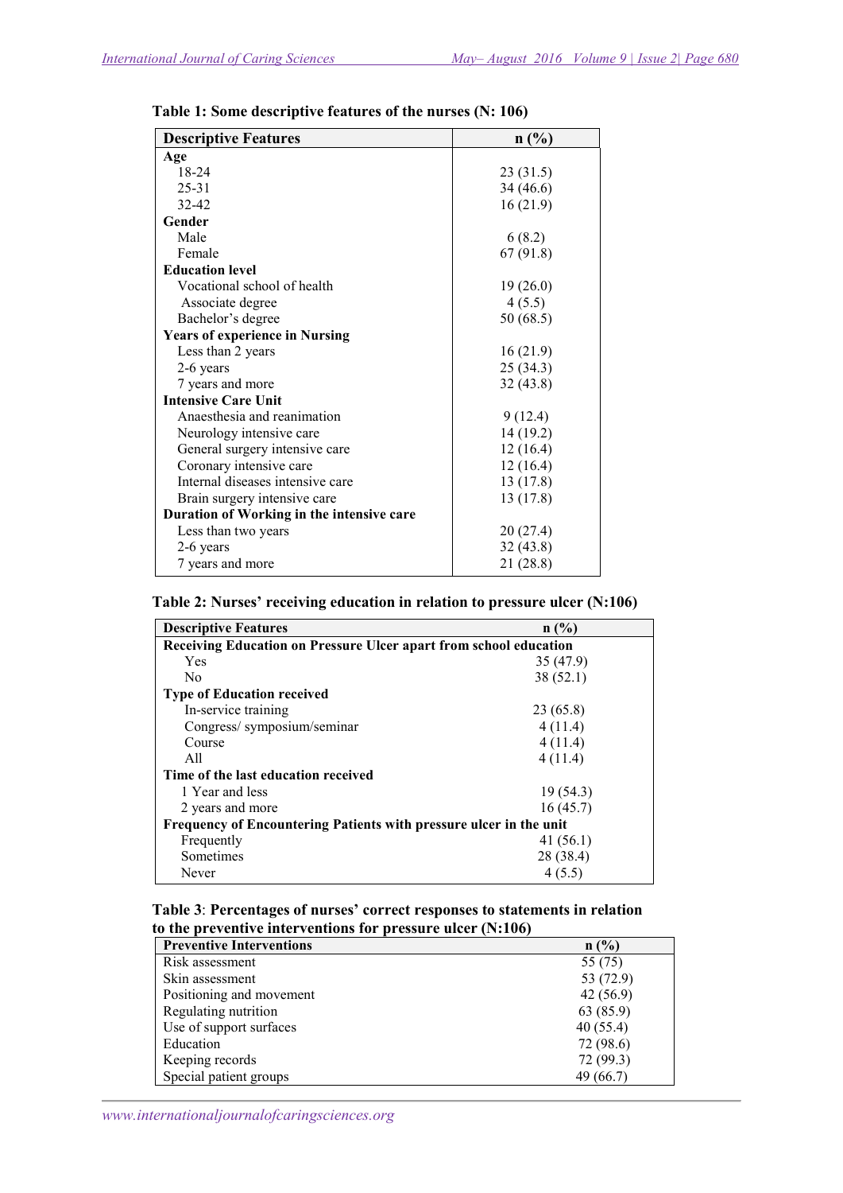**Table 1: Some descriptive features of the nurses (N: 106)**

| Descriptive Features | n (%) |
|---|---|
| **Age** | |
| 18-24 | 23 (31.5) |
| 25-31 | 34 (46.6) |
| 32-42 | 16 (21.9) |
| **Gender** | |
| Male | 6 (8.2) |
| Female | 67 (91.8) |
| **Education level** | |
| Vocational school of health | 19 (26.0) |
| Associate degree | 4 (5.5) |
| Bachelor's degree | 50 (68.5) |
| **Years of experience in Nursing** | |
| Less than 2 years | 16 (21.9) |
| 2-6 years | 25 (34.3) |
| 7 years and more | 32 (43.8) |
| **Intensive Care Unit** | |
| Anaesthesia and reanimation | 9 (12.4) |
| Neurology intensive care | 14 (19.2) |
| General surgery intensive care | 12 (16.4) |
| Coronary intensive care | 12 (16.4) |
| Internal diseases intensive care | 13 (17.8) |
| Brain surgery intensive care | 13 (17.8) |
| **Duration of Working in the intensive care** | |
| Less than two years | 20 (27.4) |
| 2-6 years | 32 (43.8) |
| 7 years and more | 21 (28.8) |

**Table 2: Nurses' receiving education in relation to pressure ulcer (N:106)**

| Descriptive Features | n (%) |
|---|---|
| **Receiving Education on Pressure Ulcer apart from school education** | |
| Yes | 35 (47.9) |
| No | 38 (52.1) |
| **Type of Education received** | |
| In-service training | 23 (65.8) |
| Congress/ symposium/seminar | 4 (11.4) |
| Course | 4 (11.4) |
| All | 4 (11.4) |
| **Time of the last education received** | |
| 1 Year and less | 19 (54.3) |
| 2 years and more | 16 (45.7) |
| **Frequency of Encountering Patients with pressure ulcer in the unit** | |
| Frequently | 41 (56.1) |
| Sometimes | 28 (38.4) |
| Never | 4 (5.5) |

**Table 3**: **Percentages of nurses' correct responses to statements in relation to the preventive interventions for pressure ulcer (N:106)**

| Preventive Interventions | n (%) |
|---|---|
| Risk assessment | 55 (75) |
| Skin assessment | 53 (72.9) |
| Positioning and movement | 42 (56.9) |
| Regulating nutrition | 63 (85.9) |
| Use of support surfaces | 40 (55.4) |
| Education | 72 (98.6) |
| Keeping records | 72 (99.3) |
| Special patient groups | 49 (66.7) |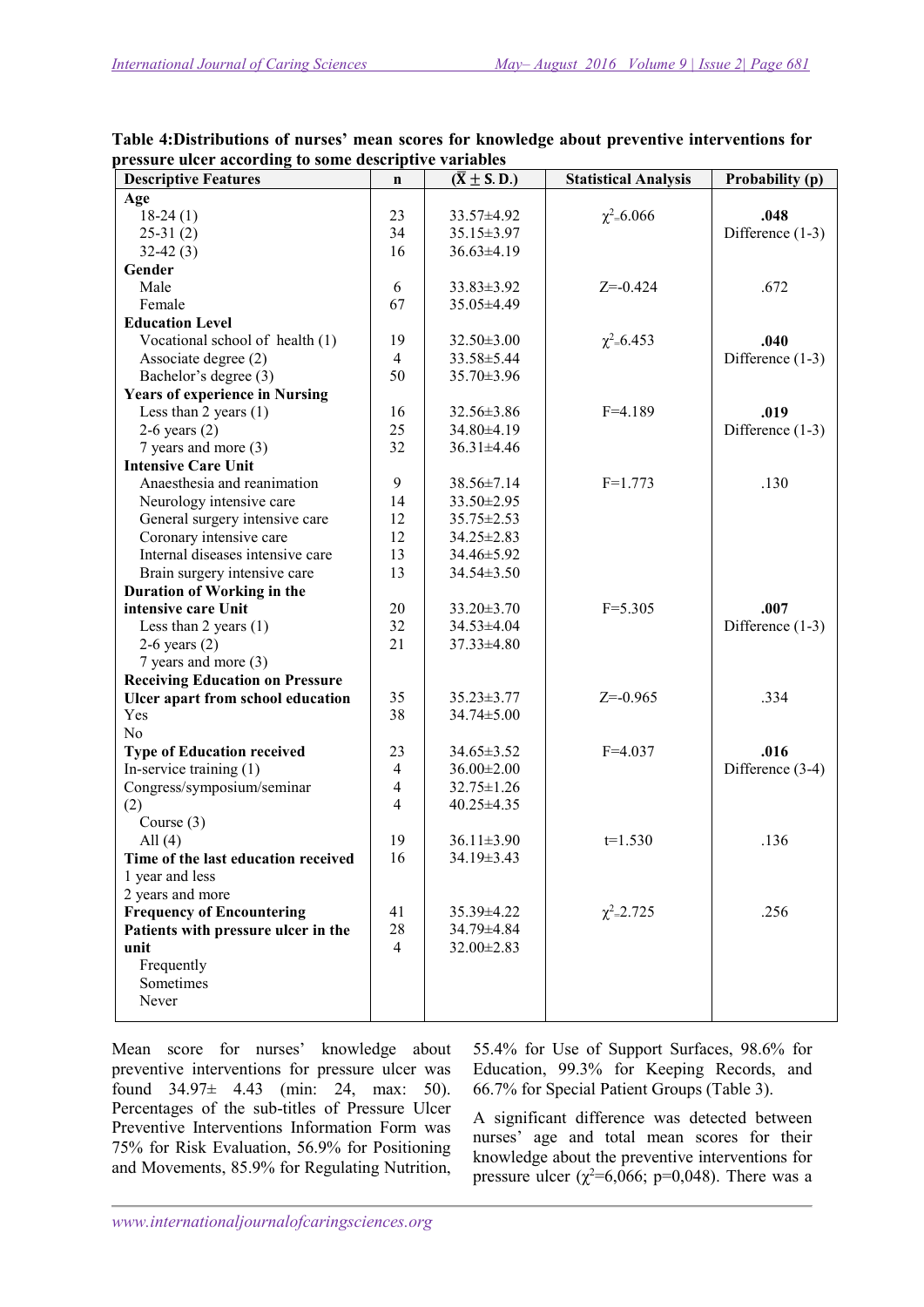**Table 4:Distributions of nurses' mean scores for knowledge about preventive interventions for pressure ulcer according to some descriptive variables**

| Descriptive Features | n | $(\bar{X} \pm S.D.)$ | Statistical Analysis | Probability (p) |
|---|---|---|---|---|
| **Age** | | | | |
| 18-24 (1) | 23 | 33.57±4.92 | $\chi^2$=6.066 | **.048** Difference (1-3) |
| 25-31 (2) | 34 | 35.15±3.97 | | |
| 32-42 (3) | 16 | 36.63±4.19 | | |
| **Gender** | | | | |
| Male | 6 | 33.83±3.92 | Z=-0.424 | .672 |
| Female | 67 | 35.05±4.49 | | |
| **Education Level** | | | | |
| Vocational school of health (1) | 19 | 32.50±3.00 | $\chi^2$=6.453 | **.040** Difference (1-3) |
| Associate degree (2) | 4 | 33.58±5.44 | | |
| Bachelor's degree (3) | 50 | 35.70±3.96 | | |
| **Years of experience in Nursing** | | | | |
| Less than 2 years (1) | 16 | 32.56±3.86 | F=4.189 | **.019** Difference (1-3) |
| 2-6 years (2) | 25 | 34.80±4.19 | | |
| 7 years and more (3) | 32 | 36.31±4.46 | | |
| **Intensive Care Unit** | | | | |
| Anaesthesia and reanimation | 9 | 38.56±7.14 | F=1.773 | .130 |
| Neurology intensive care | 14 | 33.50±2.95 | | |
| General surgery intensive care | 12 | 35.75±2.53 | | |
| Coronary intensive care | 12 | 34.25±2.83 | | |
| Internal diseases intensive care | 13 | 34.46±5.92 | | |
| Brain surgery intensive care | 13 | 34.54±3.50 | | |
| **Duration of Working in the intensive care Unit** | | | | |
| Less than 2 years (1) | 20 | 33.20±3.70 | F=5.305 | **.007** Difference (1-3) |
| 2-6 years (2) | 32 | 34.53±4.04 | | |
| 7 years and more (3) | 21 | 37.33±4.80 | | |
| **Receiving Education on Pressure Ulcer apart from school education** | | | | |
| Yes | 35 | 35.23±3.77 | Z=-0.965 | .334 |
| No | 38 | 34.74±5.00 | | |
| **Type of Education received** | | | | |
| In-service training (1) | 23 | 34.65±3.52 | F=4.037 | **.016** Difference (3-4) |
| Congress/symposium/seminar (2) | 4 | 36.00±2.00 | | |
| Course (3) | 4 | 32.75±1.26 | | |
| All (4) | 4 | 40.25±4.35 | | |
| **Time of the last education received** | | | | |
| 1 year and less | 19 | 36.11±3.90 | t=1.530 | .136 |
| 2 years and more | 16 | 34.19±3.43 | | |
| **Frequency of Encountering Patients with pressure ulcer in the unit** | | | | |
| Frequently | 41 | 35.39±4.22 | $\chi^2$=2.725 | .256 |
| Sometimes | 28 | 34.79±4.84 | | |
| Never | 4 | 32.00±2.83 | | |

Mean score for nurses' knowledge about preventive interventions for pressure ulcer was found 34.97± 4.43 (min: 24, max: 50). Percentages of the sub-titles of Pressure Ulcer Preventive Interventions Information Form was 75% for Risk Evaluation, 56.9% for Positioning and Movements, 85.9% for Regulating Nutrition, 55.4% for Use of Support Surfaces, 98.6% for Education, 99.3% for Keeping Records, and 66.7% for Special Patient Groups (Table 3).

A significant difference was detected between nurses' age and total mean scores for their knowledge about the preventive interventions for pressure ulcer ($\chi^2$=6,066; p=0,048). There was a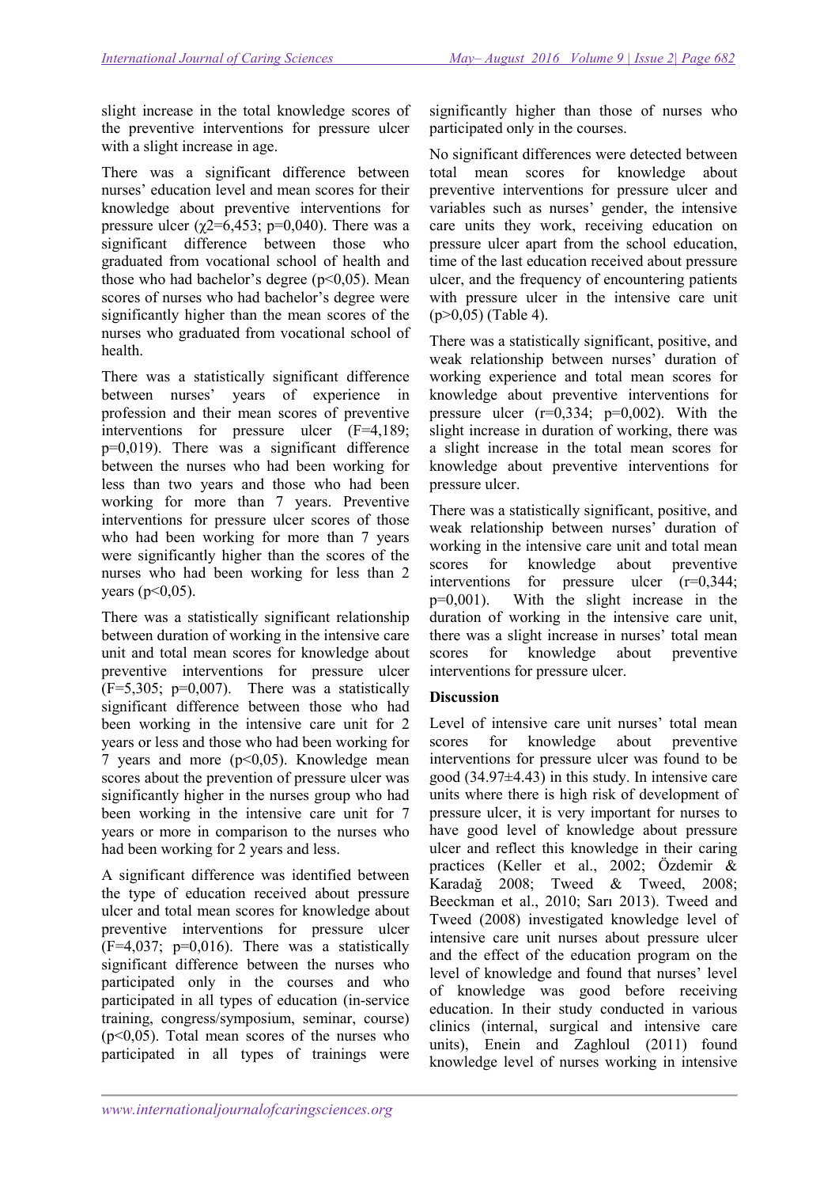slight increase in the total knowledge scores of the preventive interventions for pressure ulcer with a slight increase in age.

There was a significant difference between nurses' education level and mean scores for their knowledge about preventive interventions for pressure ulcer ($\chi 2$=6,453; p=0,040). There was a significant difference between those who graduated from vocational school of health and those who had bachelor's degree ($p<0,05$). Mean scores of nurses who had bachelor's degree were significantly higher than the mean scores of the nurses who graduated from vocational school of health.

There was a statistically significant difference between nurses' years of experience in profession and their mean scores of preventive interventions for pressure ulcer (F=4,189; p=0,019). There was a significant difference between the nurses who had been working for less than two years and those who had been working for more than 7 years. Preventive interventions for pressure ulcer scores of those who had been working for more than 7 years were significantly higher than the scores of the nurses who had been working for less than 2 years ($p<0,05$).

There was a statistically significant relationship between duration of working in the intensive care unit and total mean scores for knowledge about preventive interventions for pressure ulcer (F=5,305; p=0,007). There was a statistically significant difference between those who had been working in the intensive care unit for 2 years or less and those who had been working for 7 years and more ($p<0,05$). Knowledge mean scores about the prevention of pressure ulcer was significantly higher in the nurses group who had been working in the intensive care unit for 7 years or more in comparison to the nurses who had been working for 2 years and less.

A significant difference was identified between the type of education received about pressure ulcer and total mean scores for knowledge about preventive interventions for pressure ulcer (F=4,037; p=0,016). There was a statistically significant difference between the nurses who participated only in the courses and who participated in all types of education (in-service training, congress/symposium, seminar, course) ($p<0,05$). Total mean scores of the nurses who participated in all types of trainings were significantly higher than those of nurses who participated only in the courses.

No significant differences were detected between total mean scores for knowledge about preventive interventions for pressure ulcer and variables such as nurses' gender, the intensive care units they work, receiving education on pressure ulcer apart from the school education, time of the last education received about pressure ulcer, and the frequency of encountering patients with pressure ulcer in the intensive care unit ($p>0,05$) (Table 4).

There was a statistically significant, positive, and weak relationship between nurses' duration of working experience and total mean scores for knowledge about preventive interventions for pressure ulcer (r=0,334; p=0,002). With the slight increase in duration of working, there was a slight increase in the total mean scores for knowledge about preventive interventions for pressure ulcer.

There was a statistically significant, positive, and weak relationship between nurses' duration of working in the intensive care unit and total mean scores for knowledge about preventive interventions for pressure ulcer (r=0,344; p=0,001). With the slight increase in the duration of working in the intensive care unit, there was a slight increase in nurses' total mean scores for knowledge about preventive interventions for pressure ulcer.

## Discussion

Level of intensive care unit nurses' total mean scores for knowledge about preventive interventions for pressure ulcer was found to be good (34.97±4.43) in this study. In intensive care units where there is high risk of development of pressure ulcer, it is very important for nurses to have good level of knowledge about pressure ulcer and reflect this knowledge in their caring practices (Keller et al., 2002; Özdemir & Karadağ 2008; Tweed & Tweed, 2008; Beeckman et al., 2010; Sarı 2013). Tweed and Tweed (2008) investigated knowledge level of intensive care unit nurses about pressure ulcer and the effect of the education program on the level of knowledge and found that nurses' level of knowledge was good before receiving education. In their study conducted in various clinics (internal, surgical and intensive care units), Enein and Zaghloul (2011) found knowledge level of nurses working in intensive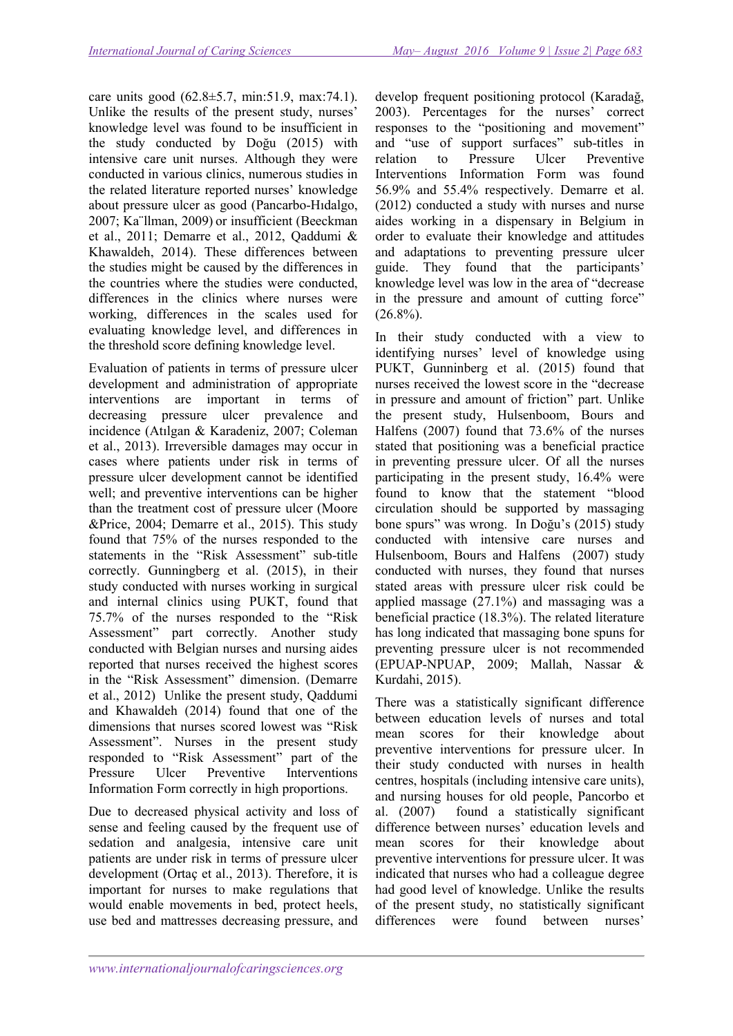care units good (62.8±5.7, min:51.9, max:74.1). Unlike the results of the present study, nurses' knowledge level was found to be insufficient in the study conducted by Doğu (2015) with intensive care unit nurses. Although they were conducted in various clinics, numerous studies in the related literature reported nurses' knowledge about pressure ulcer as good (Pancarbo-Hıdalgo, 2007; Ka¨llman, 2009) or insufficient (Beeckman et al., 2011; Demarre et al., 2012, Qaddumi & Khawaldeh, 2014). These differences between the studies might be caused by the differences in the countries where the studies were conducted, differences in the clinics where nurses were working, differences in the scales used for evaluating knowledge level, and differences in the threshold score defining knowledge level.

Evaluation of patients in terms of pressure ulcer development and administration of appropriate interventions are important in terms of decreasing pressure ulcer prevalence and incidence (Atılgan & Karadeniz, 2007; Coleman et al., 2013). Irreversible damages may occur in cases where patients under risk in terms of pressure ulcer development cannot be identified well; and preventive interventions can be higher than the treatment cost of pressure ulcer (Moore &Price, 2004; Demarre et al., 2015). This study found that 75% of the nurses responded to the statements in the "Risk Assessment" sub-title correctly. Gunningberg et al. (2015), in their study conducted with nurses working in surgical and internal clinics using PUKT, found that 75.7% of the nurses responded to the "Risk Assessment" part correctly. Another study conducted with Belgian nurses and nursing aides reported that nurses received the highest scores in the "Risk Assessment" dimension. (Demarre et al., 2012) Unlike the present study, Qaddumi and Khawaldeh (2014) found that one of the dimensions that nurses scored lowest was "Risk Assessment". Nurses in the present study responded to "Risk Assessment" part of the Pressure Ulcer Preventive Interventions Information Form correctly in high proportions.

Due to decreased physical activity and loss of sense and feeling caused by the frequent use of sedation and analgesia, intensive care unit patients are under risk in terms of pressure ulcer development (Ortaç et al., 2013). Therefore, it is important for nurses to make regulations that would enable movements in bed, protect heels, use bed and mattresses decreasing pressure, and develop frequent positioning protocol (Karadağ, 2003). Percentages for the nurses' correct responses to the "positioning and movement" and "use of support surfaces" sub-titles in relation to Pressure Ulcer Preventive Interventions Information Form was found 56.9% and 55.4% respectively. Demarre et al. (2012) conducted a study with nurses and nurse aides working in a dispensary in Belgium in order to evaluate their knowledge and attitudes and adaptations to preventing pressure ulcer guide. They found that the participants' knowledge level was low in the area of "decrease in the pressure and amount of cutting force" (26.8%).

In their study conducted with a view to identifying nurses' level of knowledge using PUKT, Gunninberg et al. (2015) found that nurses received the lowest score in the "decrease in pressure and amount of friction" part. Unlike the present study, Hulsenboom, Bours and Halfens (2007) found that 73.6% of the nurses stated that positioning was a beneficial practice in preventing pressure ulcer. Of all the nurses participating in the present study, 16.4% were found to know that the statement "blood circulation should be supported by massaging bone spurs" was wrong. In Doğu's (2015) study conducted with intensive care nurses and Hulsenboom, Bours and Halfens (2007) study conducted with nurses, they found that nurses stated areas with pressure ulcer risk could be applied massage (27.1%) and massaging was a beneficial practice (18.3%). The related literature has long indicated that massaging bone spuns for preventing pressure ulcer is not recommended (EPUAP-NPUAP, 2009; Mallah, Nassar & Kurdahi, 2015).

There was a statistically significant difference between education levels of nurses and total mean scores for their knowledge about preventive interventions for pressure ulcer. In their study conducted with nurses in health centres, hospitals (including intensive care units), and nursing houses for old people, Pancorbo et al. (2007) found a statistically significant difference between nurses' education levels and mean scores for their knowledge about preventive interventions for pressure ulcer. It was indicated that nurses who had a colleague degree had good level of knowledge. Unlike the results of the present study, no statistically significant differences were found between nurses'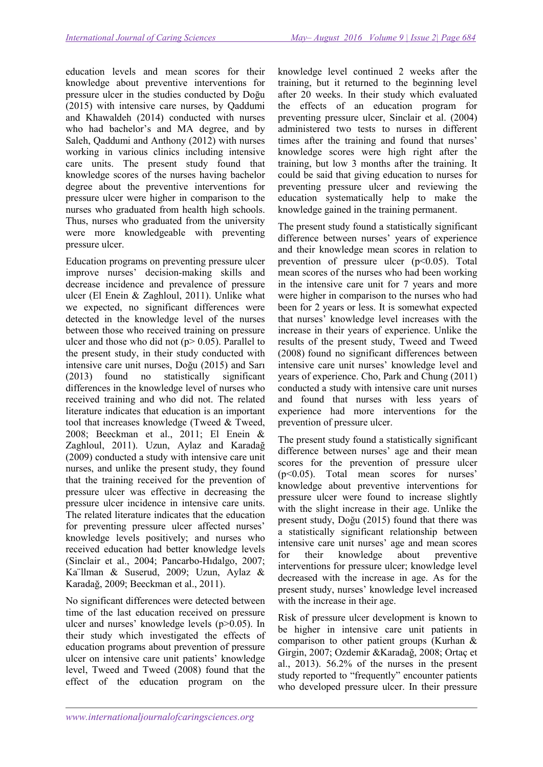education levels and mean scores for their knowledge about preventive interventions for pressure ulcer in the studies conducted by Doğu (2015) with intensive care nurses, by Qaddumi and Khawaldeh (2014) conducted with nurses who had bachelor's and MA degree, and by Saleh, Qaddumi and Anthony (2012) with nurses working in various clinics including intensive care units. The present study found that knowledge scores of the nurses having bachelor degree about the preventive interventions for pressure ulcer were higher in comparison to the nurses who graduated from health high schools. Thus, nurses who graduated from the university were more knowledgeable with preventing pressure ulcer.

Education programs on preventing pressure ulcer improve nurses' decision-making skills and decrease incidence and prevalence of pressure ulcer (El Enein & Zaghloul, 2011). Unlike what we expected, no significant differences were detected in the knowledge level of the nurses between those who received training on pressure ulcer and those who did not ($p > 0.05$). Parallel to the present study, in their study conducted with intensive care unit nurses, Doğu (2015) and Sarı (2013) found no statistically significant differences in the knowledge level of nurses who received training and who did not. The related literature indicates that education is an important tool that increases knowledge (Tweed & Tweed, 2008; Beeckman et al., 2011; El Enein & Zaghloul, 2011). Uzun, Aylaz and Karadağ (2009) conducted a study with intensive care unit nurses, and unlike the present study, they found that the training received for the prevention of pressure ulcer was effective in decreasing the pressure ulcer incidence in intensive care units. The related literature indicates that the education for preventing pressure ulcer affected nurses' knowledge levels positively; and nurses who received education had better knowledge levels (Sinclair et al., 2004; Pancarbo-Hıdalgo, 2007; Ka¨llman & Suserud, 2009; Uzun, Aylaz & Karadağ, 2009; Beeckman et al., 2011).

No significant differences were detected between time of the last education received on pressure ulcer and nurses' knowledge levels ($p > 0.05$). In their study which investigated the effects of education programs about prevention of pressure ulcer on intensive care unit patients' knowledge level, Tweed and Tweed (2008) found that the effect of the education program on the knowledge level continued 2 weeks after the training, but it returned to the beginning level after 20 weeks. In their study which evaluated the effects of an education program for preventing pressure ulcer, Sinclair et al. (2004) administered two tests to nurses in different times after the training and found that nurses' knowledge scores were high right after the training, but low 3 months after the training. It could be said that giving education to nurses for preventing pressure ulcer and reviewing the education systematically help to make the knowledge gained in the training permanent.

The present study found a statistically significant difference between nurses' years of experience and their knowledge mean scores in relation to prevention of pressure ulcer ($p < 0.05$). Total mean scores of the nurses who had been working in the intensive care unit for 7 years and more were higher in comparison to the nurses who had been for 2 years or less. It is somewhat expected that nurses' knowledge level increases with the increase in their years of experience. Unlike the results of the present study, Tweed and Tweed (2008) found no significant differences between intensive care unit nurses' knowledge level and years of experience. Cho, Park and Chung (2011) conducted a study with intensive care unit nurses and found that nurses with less years of experience had more interventions for the prevention of pressure ulcer.

The present study found a statistically significant difference between nurses' age and their mean scores for the prevention of pressure ulcer ($p < 0.05$). Total mean scores for nurses' knowledge about preventive interventions for pressure ulcer were found to increase slightly with the slight increase in their age. Unlike the present study, Doğu (2015) found that there was a statistically significant relationship between intensive care unit nurses' age and mean scores for their knowledge about preventive interventions for pressure ulcer; knowledge level decreased with the increase in age. As for the present study, nurses' knowledge level increased with the increase in their age.

Risk of pressure ulcer development is known to be higher in intensive care unit patients in comparison to other patient groups (Kurhan & Girgin, 2007; Ozdemir &Karadağ, 2008; Ortaç et al., 2013). 56.2% of the nurses in the present study reported to "frequently" encounter patients who developed pressure ulcer. In their pressure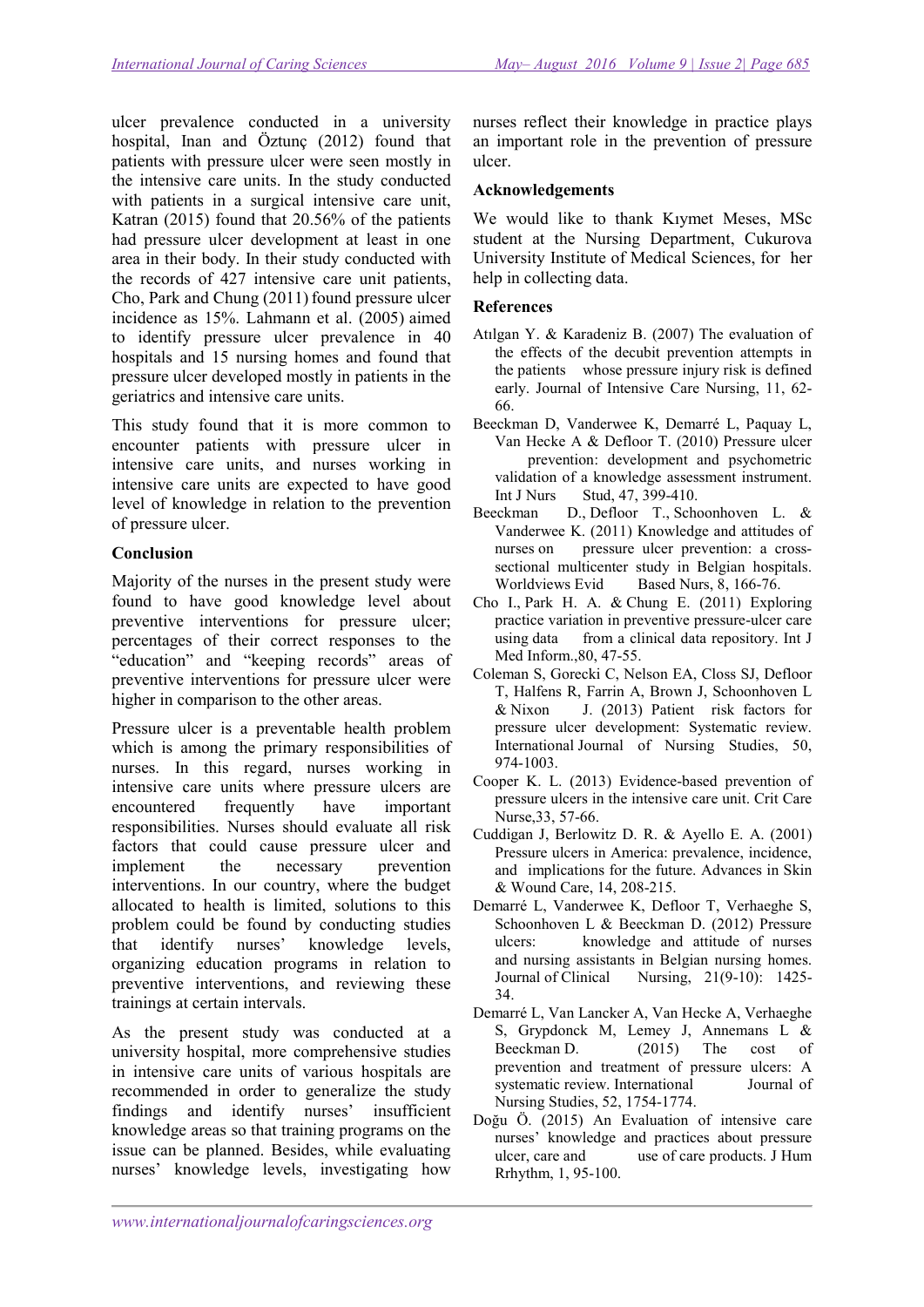ulcer prevalence conducted in a university hospital, Inan and Öztunç (2012) found that patients with pressure ulcer were seen mostly in the intensive care units. In the study conducted with patients in a surgical intensive care unit, Katran (2015) found that 20.56% of the patients had pressure ulcer development at least in one area in their body. In their study conducted with the records of 427 intensive care unit patients, Cho, Park and Chung (2011) found pressure ulcer incidence as 15%. Lahmann et al. (2005) aimed to identify pressure ulcer prevalence in 40 hospitals and 15 nursing homes and found that pressure ulcer developed mostly in patients in the geriatrics and intensive care units.

This study found that it is more common to encounter patients with pressure ulcer in intensive care units, and nurses working in intensive care units are expected to have good level of knowledge in relation to the prevention of pressure ulcer.

## Conclusion

Majority of the nurses in the present study were found to have good knowledge level about preventive interventions for pressure ulcer; percentages of their correct responses to the "education" and "keeping records" areas of preventive interventions for pressure ulcer were higher in comparison to the other areas.

Pressure ulcer is a preventable health problem which is among the primary responsibilities of nurses. In this regard, nurses working in intensive care units where pressure ulcers are encountered frequently have important responsibilities. Nurses should evaluate all risk factors that could cause pressure ulcer and implement the necessary prevention interventions. In our country, where the budget allocated to health is limited, solutions to this problem could be found by conducting studies that identify nurses' knowledge levels, organizing education programs in relation to preventive interventions, and reviewing these trainings at certain intervals.

As the present study was conducted at a university hospital, more comprehensive studies in intensive care units of various hospitals are recommended in order to generalize the study findings and identify nurses' insufficient knowledge areas so that training programs on the issue can be planned. Besides, while evaluating nurses' knowledge levels, investigating how nurses reflect their knowledge in practice plays an important role in the prevention of pressure ulcer.

## Acknowledgements

We would like to thank Kıymet Meses, MSc student at the Nursing Department, Cukurova University Institute of Medical Sciences, for her help in collecting data.

## References

Atılgan Y. & Karadeniz B. (2007) The evaluation of the effects of the decubit prevention attempts in the patients whose pressure injury risk is defined early. Journal of Intensive Care Nursing, 11, 62-66.

Beeckman D, Vanderwee K, Demarré L, Paquay L, Van Hecke A & Defloor T. (2010) Pressure ulcer prevention: development and psychometric validation of a knowledge assessment instrument. Int J Nurs Stud, 47, 399-410.

Beeckman D., Defloor T., Schoonhoven L. & Vanderwee K. (2011) Knowledge and attitudes of nurses on pressure ulcer prevention: a cross-sectional multicenter study in Belgian hospitals. Worldviews Evid Based Nurs, 8, 166-76.

Cho I., Park H. A. & Chung E. (2011) Exploring practice variation in preventive pressure-ulcer care using data from a clinical data repository. Int J Med Inform.,80, 47-55.

Coleman S, Gorecki C, Nelson EA, Closs SJ, Defloor T, Halfens R, Farrin A, Brown J, Schoonhoven L & Nixon J. (2013) Patient risk factors for pressure ulcer development: Systematic review. International Journal of Nursing Studies, 50, 974-1003.

Cooper K. L. (2013) Evidence-based prevention of pressure ulcers in the intensive care unit. Crit Care Nurse,33, 57-66.

Cuddigan J, Berlowitz D. R. & Ayello E. A. (2001) Pressure ulcers in America: prevalence, incidence, and implications for the future. Advances in Skin & Wound Care, 14, 208-215.

Demarré L, Vanderwee K, Defloor T, Verhaeghe S, Schoonhoven L & Beeckman D. (2012) Pressure ulcers: knowledge and attitude of nurses and nursing assistants in Belgian nursing homes. Journal of Clinical Nursing, 21(9-10): 1425-34.

Demarré L, Van Lancker A, Van Hecke A, Verhaeghe S, Grypdonck M, Lemey J, Annemans L & Beeckman D. (2015) The cost of prevention and treatment of pressure ulcers: A systematic review. International Journal of Nursing Studies, 52, 1754-1774.

Doğu Ö. (2015) An Evaluation of intensive care nurses' knowledge and practices about pressure ulcer, care and use of care products. J Hum Rrhythm, 1, 95-100.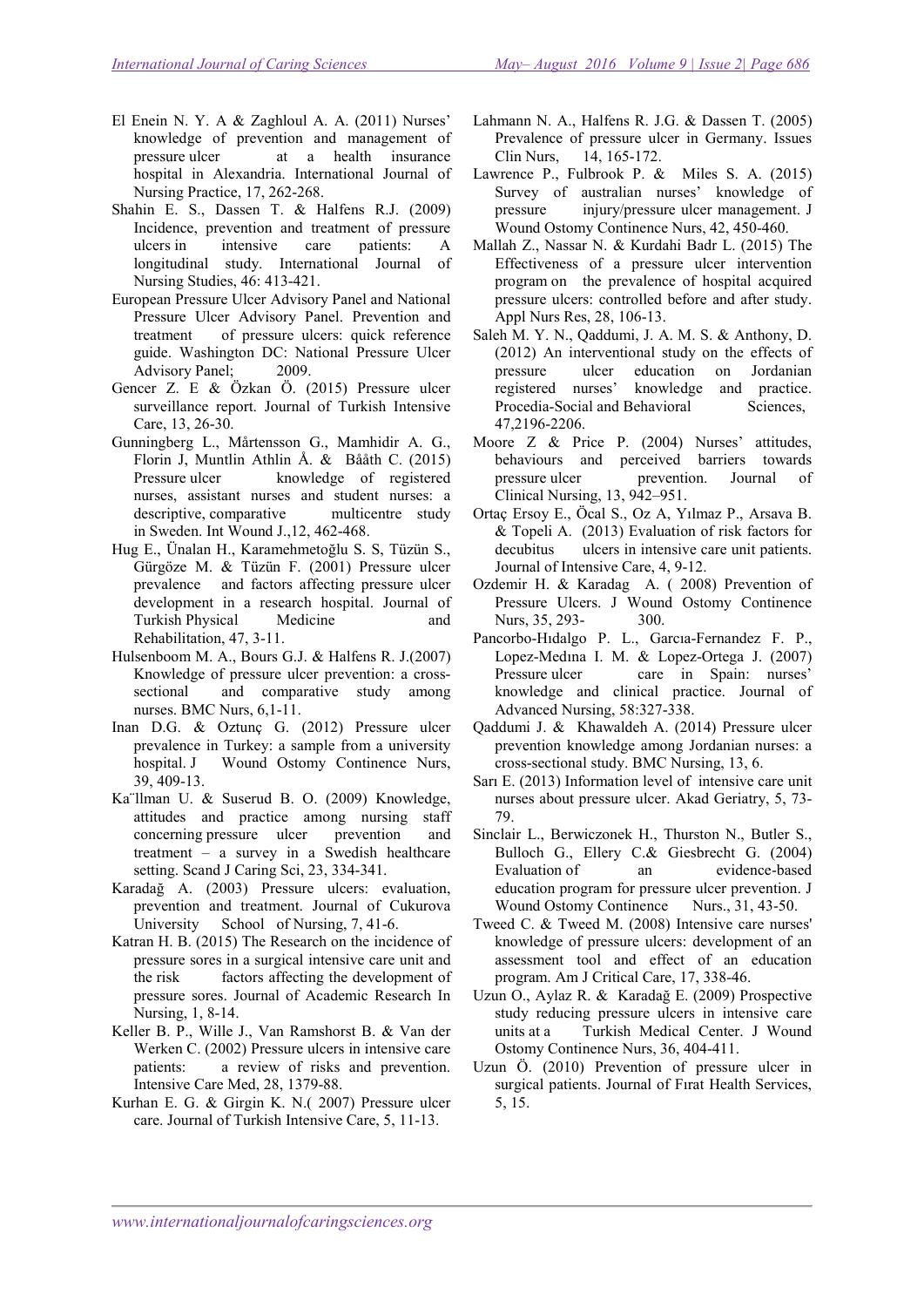El Enein N. Y. A & Zaghloul A. A. (2011) Nurses' knowledge of prevention and management of pressure ulcer at a health insurance hospital in Alexandria. International Journal of Nursing Practice, 17, 262-268.

Shahin E. S., Dassen T. & Halfens R.J. (2009) Incidence, prevention and treatment of pressure ulcers in intensive care patients: A longitudinal study. International Journal of Nursing Studies, 46: 413-421.

European Pressure Ulcer Advisory Panel and National Pressure Ulcer Advisory Panel. Prevention and treatment of pressure ulcers: quick reference guide. Washington DC: National Pressure Ulcer Advisory Panel; 2009.

Gencer Z. E & Özkan Ö. (2015) Pressure ulcer surveillance report. Journal of Turkish Intensive Care, 13, 26-30.

Gunningberg L., Mårtensson G., Mamhidir A. G., Florin J, Muntlin Athlin Å. & Bååth C. (2015) Pressure ulcer knowledge of registered nurses, assistant nurses and student nurses: a descriptive, comparative multicentre study in Sweden. Int Wound J.,12, 462-468.

Hug E., Ünalan H., Karamehmetoğlu S. S, Tüzün S., Gürgöze M. & Tüzün F. (2001) Pressure ulcer prevalence and factors affecting pressure ulcer development in a research hospital. Journal of Turkish Physical Medicine and Rehabilitation, 47, 3-11.

Hulsenboom M. A., Bours G.J. & Halfens R. J.(2007) Knowledge of pressure ulcer prevention: a cross-sectional and comparative study among nurses. BMC Nurs, 6,1-11.

Inan D.G. & Oztunç G. (2012) Pressure ulcer prevalence in Turkey: a sample from a university hospital. J Wound Ostomy Continence Nurs, 39, 409-13.

Ka¨llman U. & Suserud B. O. (2009) Knowledge, attitudes and practice among nursing staff concerning pressure ulcer prevention and treatment – a survey in a Swedish healthcare setting. Scand J Caring Sci, 23, 334-341.

Karadağ A. (2003) Pressure ulcers: evaluation, prevention and treatment. Journal of Cukurova University School of Nursing, 7, 41-6.

Katran H. B. (2015) The Research on the incidence of pressure sores in a surgical intensive care unit and the risk factors affecting the development of pressure sores. Journal of Academic Research In Nursing, 1, 8-14.

Keller B. P., Wille J., Van Ramshorst B. & Van der Werken C. (2002) Pressure ulcers in intensive care patients: a review of risks and prevention. Intensive Care Med, 28, 1379-88.

Kurhan E. G. & Girgin K. N.( 2007) Pressure ulcer care. Journal of Turkish Intensive Care, 5, 11-13.

Lahmann N. A., Halfens R. J.G. & Dassen T. (2005) Prevalence of pressure ulcer in Germany. Issues Clin Nurs, 14, 165-172.

Lawrence P., Fulbrook P. & Miles S. A. (2015) Survey of australian nurses' knowledge of pressure injury/pressure ulcer management. J Wound Ostomy Continence Nurs, 42, 450-460.

Mallah Z., Nassar N. & Kurdahi Badr L. (2015) The Effectiveness of a pressure ulcer intervention program on the prevalence of hospital acquired pressure ulcers: controlled before and after study. Appl Nurs Res, 28, 106-13.

Saleh M. Y. N., Qaddumi, J. A. M. S. & Anthony, D. (2012) An interventional study on the effects of pressure ulcer education on Jordanian registered nurses' knowledge and practice. Procedia-Social and Behavioral Sciences, 47,2196-2206.

Moore Z & Price P. (2004) Nurses' attitudes, behaviours and perceived barriers towards pressure ulcer prevention. Journal of Clinical Nursing, 13, 942–951.

Ortaç Ersoy E., Öcal S., Oz A, Yılmaz P., Arsava B. & Topeli A. (2013) Evaluation of risk factors for decubitus ulcers in intensive care unit patients. Journal of Intensive Care, 4, 9-12.

Ozdemir H. & Karadag A. ( 2008) Prevention of Pressure Ulcers. J Wound Ostomy Continence Nurs, 35, 293- 300.

Pancorbo-Hıdalgo P. L., Garcıa-Fernandez F. P., Lopez-Medına I. M. & Lopez-Ortega J. (2007) Pressure ulcer care in Spain: nurses' knowledge and clinical practice. Journal of Advanced Nursing, 58:327-338.

Qaddumi J. & Khawaldeh A. (2014) Pressure ulcer prevention knowledge among Jordanian nurses: a cross-sectional study. BMC Nursing, 13, 6.

Sarı E. (2013) Information level of intensive care unit nurses about pressure ulcer. Akad Geriatry, 5, 73-79.

Sinclair L., Berwiczonek H., Thurston N., Butler S., Bulloch G., Ellery C.& Giesbrecht G. (2004) Evaluation of an evidence-based education program for pressure ulcer prevention. J Wound Ostomy Continence Nurs., 31, 43-50.

Tweed C. & Tweed M. (2008) Intensive care nurses' knowledge of pressure ulcers: development of an assessment tool and effect of an education program. Am J Critical Care, 17, 338-46.

Uzun O., Aylaz R. & Karadağ E. (2009) Prospective study reducing pressure ulcers in intensive care units at a Turkish Medical Center. J Wound Ostomy Continence Nurs, 36, 404-411.

Uzun Ö. (2010) Prevention of pressure ulcer in surgical patients. Journal of Fırat Health Services, 5, 15.